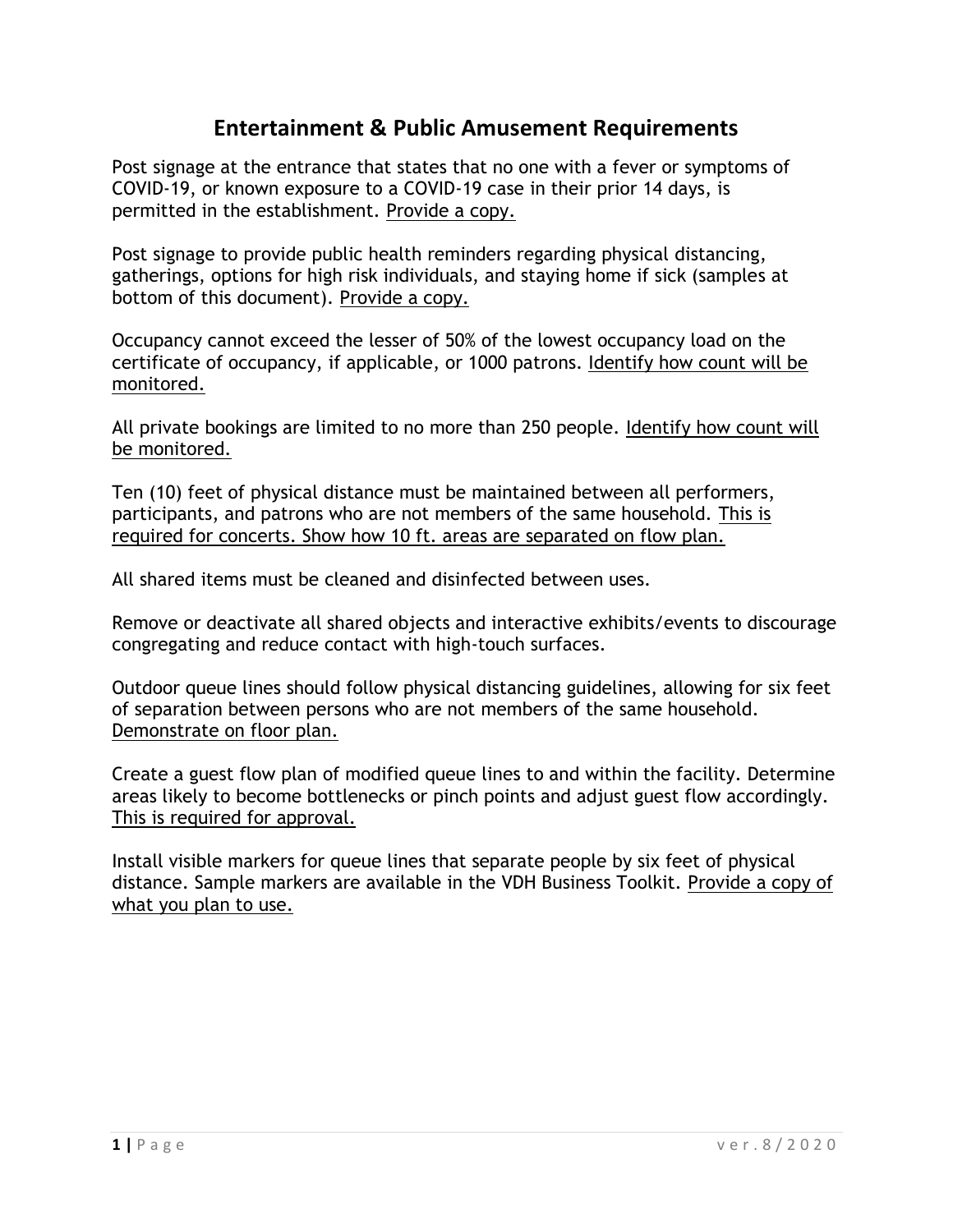# Entertainment & Public Amusement Requirements

Post signage at the entrance that states that no one with a fever or symptoms of COVID-19, or known exposure to a COVID-19 case in their prior 14 days, is permitted in the establishment. <u>Provide a copy.</u>

Post signage to provide public health reminders regarding physical distancing, gatherings, options for high risk individuals, and staying home if sick (samples at bottom of this document). <u>Provide a copy.</u>

Occupancy cannot exceed the lesser of 50% of the lowest occupancy load on the certificate of occupancy, if applicable, or 1000 patrons. <u>Identify how count will be monitored.</u>

All private bookings are limited to no more than 250 people. <u>Identify how count will be monitored.</u>

Ten (10) feet of physical distance must be maintained between all performers, participants, and patrons who are not members of the same household. <u>This is required for concerts. Show how 10 ft. areas are separated on flow plan.</u>

All shared items must be cleaned and disinfected between uses.

Remove or deactivate all shared objects and interactive exhibits/events to discourage congregating and reduce contact with high-touch surfaces.

Outdoor queue lines should follow physical distancing guidelines, allowing for six feet of separation between persons who are not members of the same household. <u>Demonstrate on floor plan.</u>

Create a guest flow plan of modified queue lines to and within the facility. Determine areas likely to become bottlenecks or pinch points and adjust guest flow accordingly. <u>This is required for approval.</u>

Install visible markers for queue lines that separate people by six feet of physical distance. Sample markers are available in the VDH Business Toolkit. <u>Provide a copy of what you plan to use.</u>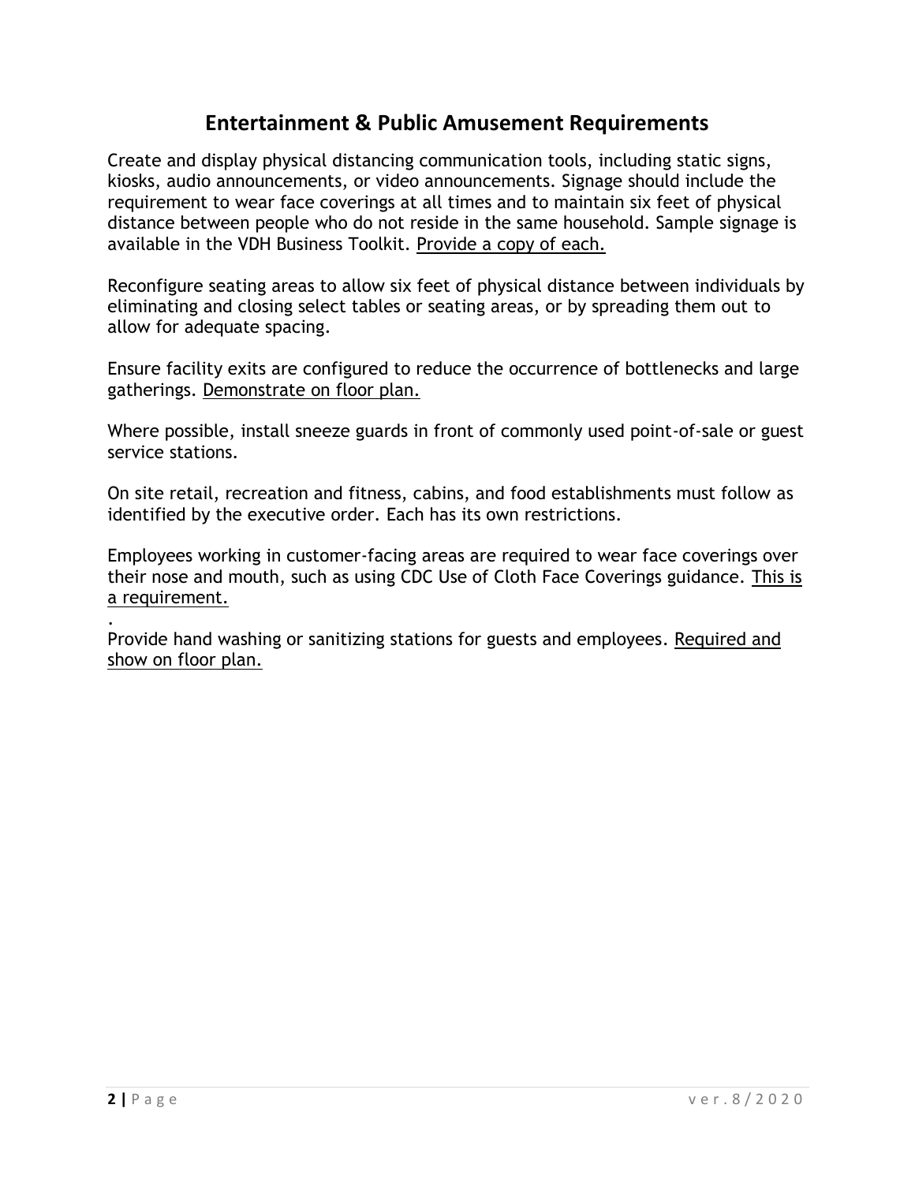## Entertainment & Public Amusement Requirements

Create and display physical distancing communication tools, including static signs, kiosks, audio announcements, or video announcements. Signage should include the requirement to wear face coverings at all times and to maintain six feet of physical distance between people who do not reside in the same household. Sample signage is available in the VDH Business Toolkit. <u>Provide a copy of each.</u>

Reconfigure seating areas to allow six feet of physical distance between individuals by eliminating and closing select tables or seating areas, or by spreading them out to allow for adequate spacing.

Ensure facility exits are configured to reduce the occurrence of bottlenecks and large gatherings. <u>Demonstrate on floor plan.</u>

Where possible, install sneeze guards in front of commonly used point-of-sale or guest service stations.

On site retail, recreation and fitness, cabins, and food establishments must follow as identified by the executive order. Each has its own restrictions.

Employees working in customer-facing areas are required to wear face coverings over their nose and mouth, such as using CDC Use of Cloth Face Coverings guidance. <u>This is a requirement.</u>

.

Provide hand washing or sanitizing stations for guests and employees. <u>Required and show on floor plan.</u>